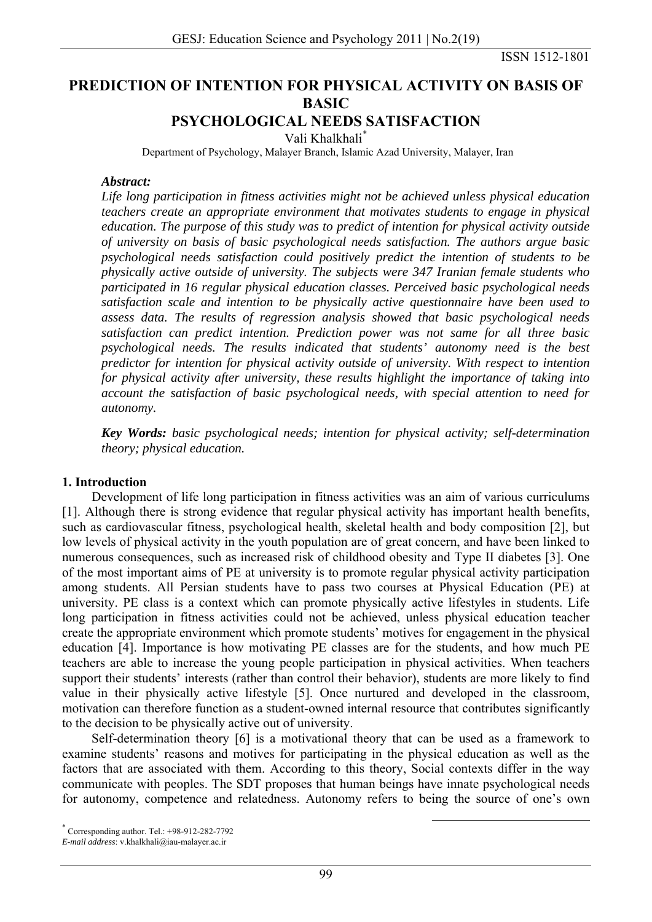ISSN 1512-1801

# PREDICTION OF INTENTION FOR PHYSICAL ACTIVITY ON BASIS OF BASIC PSYCHOLOGICAL NEEDS SATISFACTION

Vali Khalkhali[*]

Department of Psychology, Malayer Branch, Islamic Azad University, Malayer, Iran

***Abstract:***

*Life long participation in fitness activities might not be achieved unless physical education teachers create an appropriate environment that motivates students to engage in physical education. The purpose of this study was to predict of intention for physical activity outside of university on basis of basic psychological needs satisfaction. The authors argue basic psychological needs satisfaction could positively predict the intention of students to be physically active outside of university. The subjects were 347 Iranian female students who participated in 16 regular physical education classes. Perceived basic psychological needs satisfaction scale and intention to be physically active questionnaire have been used to assess data. The results of regression analysis showed that basic psychological needs satisfaction can predict intention. Prediction power was not same for all three basic psychological needs. The results indicated that students' autonomy need is the best predictor for intention for physical activity outside of university. With respect to intention for physical activity after university, these results highlight the importance of taking into account the satisfaction of basic psychological needs, with special attention to need for autonomy.*

***Key Words:*** *basic psychological needs; intention for physical activity; self-determination theory; physical education.*

## 1. Introduction

Development of life long participation in fitness activities was an aim of various curriculums [1]. Although there is strong evidence that regular physical activity has important health benefits, such as cardiovascular fitness, psychological health, skeletal health and body composition [2], but low levels of physical activity in the youth population are of great concern, and have been linked to numerous consequences, such as increased risk of childhood obesity and Type II diabetes [3]. One of the most important aims of PE at university is to promote regular physical activity participation among students. All Persian students have to pass two courses at Physical Education (PE) at university. PE class is a context which can promote physically active lifestyles in students. Life long participation in fitness activities could not be achieved, unless physical education teacher create the appropriate environment which promote students' motives for engagement in the physical education [4]. Importance is how motivating PE classes are for the students, and how much PE teachers are able to increase the young people participation in physical activities. When teachers support their students' interests (rather than control their behavior), students are more likely to find value in their physically active lifestyle [5]. Once nurtured and developed in the classroom, motivation can therefore function as a student-owned internal resource that contributes significantly to the decision to be physically active out of university.

Self-determination theory [6] is a motivational theory that can be used as a framework to examine students' reasons and motives for participating in the physical education as well as the factors that are associated with them. According to this theory, Social contexts differ in the way communicate with peoples. The SDT proposes that human beings have innate psychological needs for autonomy, competence and relatedness. Autonomy refers to being the source of one's own

[*] Corresponding author. Tel.: +98-912-282-7792
*E-mail address*: v.khalkhali@iau-malayer.ac.ir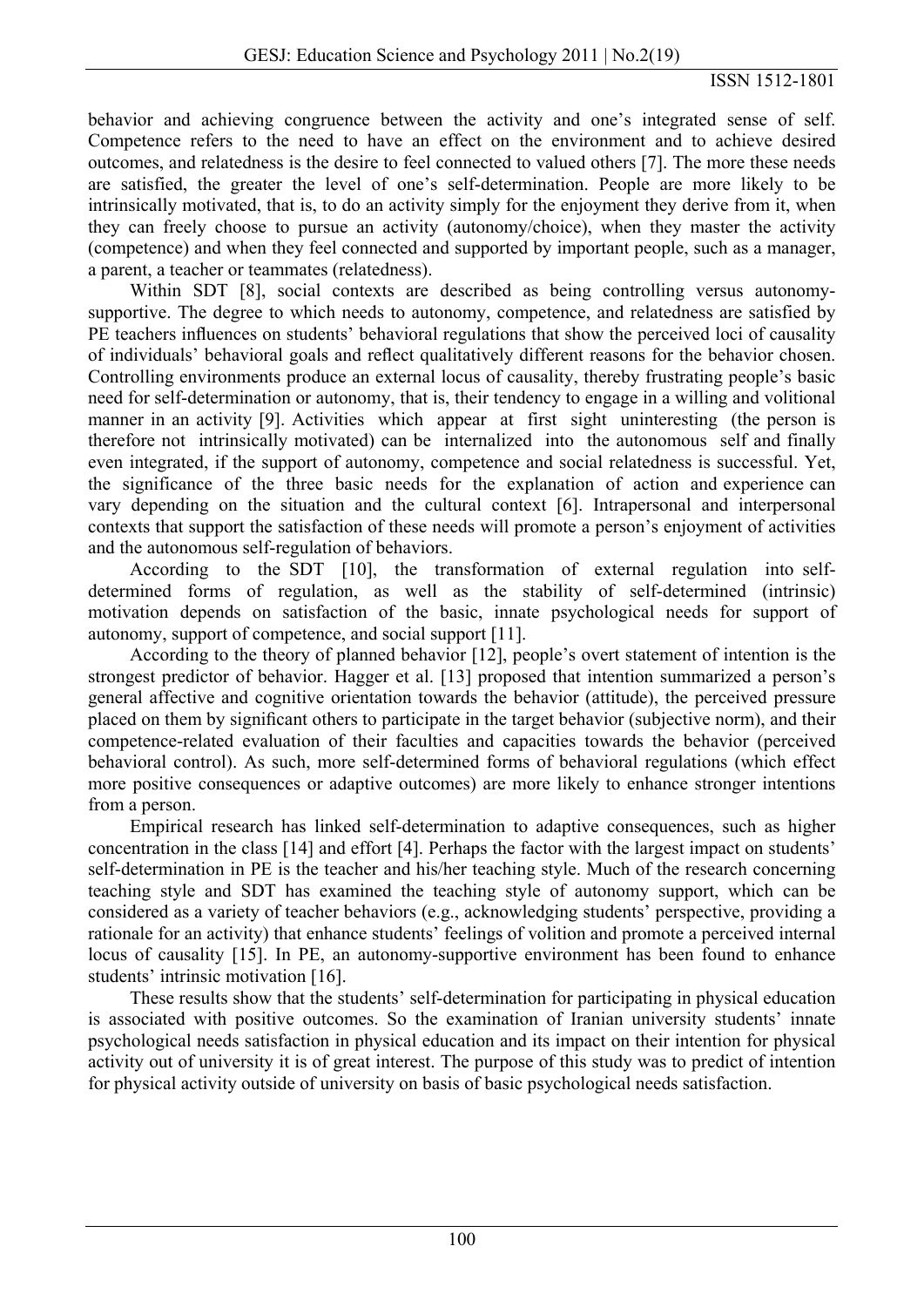behavior and achieving congruence between the activity and one's integrated sense of self. Competence refers to the need to have an effect on the environment and to achieve desired outcomes, and relatedness is the desire to feel connected to valued others [7]. The more these needs are satisfied, the greater the level of one's self-determination. People are more likely to be intrinsically motivated, that is, to do an activity simply for the enjoyment they derive from it, when they can freely choose to pursue an activity (autonomy/choice), when they master the activity (competence) and when they feel connected and supported by important people, such as a manager, a parent, a teacher or teammates (relatedness).

Within SDT [8], social contexts are described as being controlling versus autonomy-supportive. The degree to which needs to autonomy, competence, and relatedness are satisfied by PE teachers influences on students' behavioral regulations that show the perceived loci of causality of individuals' behavioral goals and reflect qualitatively different reasons for the behavior chosen. Controlling environments produce an external locus of causality, thereby frustrating people's basic need for self-determination or autonomy, that is, their tendency to engage in a willing and volitional manner in an activity [9]. Activities which appear at first sight uninteresting (the person is therefore not intrinsically motivated) can be internalized into the autonomous self and finally even integrated, if the support of autonomy, competence and social relatedness is successful. Yet, the significance of the three basic needs for the explanation of action and experience can vary depending on the situation and the cultural context [6]. Intrapersonal and interpersonal contexts that support the satisfaction of these needs will promote a person's enjoyment of activities and the autonomous self-regulation of behaviors.

According to the SDT [10], the transformation of external regulation into self-determined forms of regulation, as well as the stability of self-determined (intrinsic) motivation depends on satisfaction of the basic, innate psychological needs for support of autonomy, support of competence, and social support [11].

According to the theory of planned behavior [12], people's overt statement of intention is the strongest predictor of behavior. Hagger et al. [13] proposed that intention summarized a person's general affective and cognitive orientation towards the behavior (attitude), the perceived pressure placed on them by significant others to participate in the target behavior (subjective norm), and their competence-related evaluation of their faculties and capacities towards the behavior (perceived behavioral control). As such, more self-determined forms of behavioral regulations (which effect more positive consequences or adaptive outcomes) are more likely to enhance stronger intentions from a person.

Empirical research has linked self-determination to adaptive consequences, such as higher concentration in the class [14] and effort [4]. Perhaps the factor with the largest impact on students' self-determination in PE is the teacher and his/her teaching style. Much of the research concerning teaching style and SDT has examined the teaching style of autonomy support, which can be considered as a variety of teacher behaviors (e.g., acknowledging students' perspective, providing a rationale for an activity) that enhance students' feelings of volition and promote a perceived internal locus of causality [15]. In PE, an autonomy-supportive environment has been found to enhance students' intrinsic motivation [16].

These results show that the students' self-determination for participating in physical education is associated with positive outcomes. So the examination of Iranian university students' innate psychological needs satisfaction in physical education and its impact on their intention for physical activity out of university it is of great interest. The purpose of this study was to predict of intention for physical activity outside of university on basis of basic psychological needs satisfaction.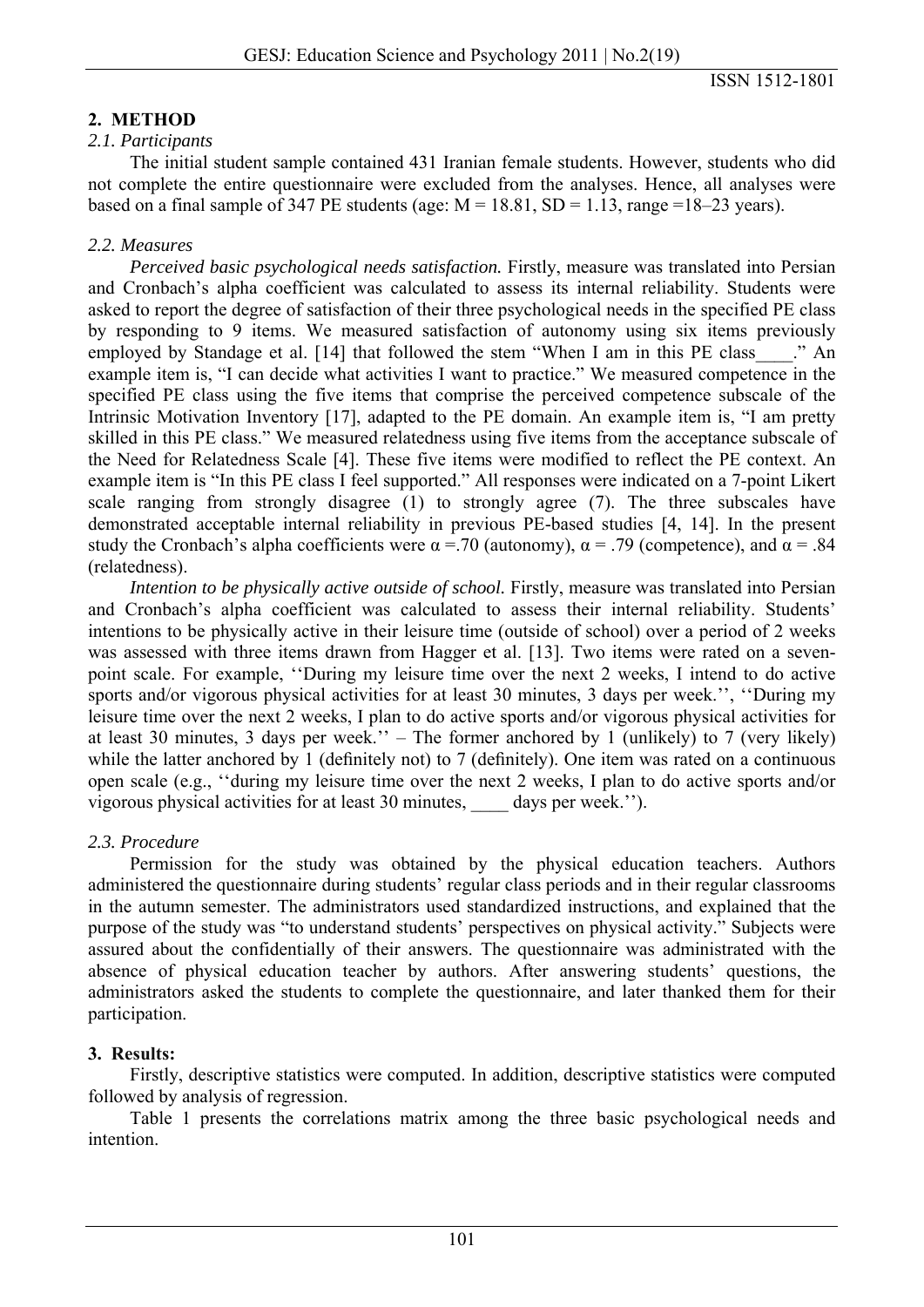## 2. METHOD

### *2.1. Participants*

The initial student sample contained 431 Iranian female students. However, students who did not complete the entire questionnaire were excluded from the analyses. Hence, all analyses were based on a final sample of 347 PE students (age: $M = 18.81$, $SD = 1.13$, range =18–23 years).

### *2.2. Measures*

*Perceived basic psychological needs satisfaction.* Firstly, measure was translated into Persian and Cronbach's alpha coefficient was calculated to assess its internal reliability. Students were asked to report the degree of satisfaction of their three psychological needs in the specified PE class by responding to 9 items. We measured satisfaction of autonomy using six items previously employed by Standage et al. [14] that followed the stem "When I am in this PE class____." An example item is, "I can decide what activities I want to practice." We measured competence in the specified PE class using the five items that comprise the perceived competence subscale of the Intrinsic Motivation Inventory [17], adapted to the PE domain. An example item is, "I am pretty skilled in this PE class." We measured relatedness using five items from the acceptance subscale of the Need for Relatedness Scale [4]. These five items were modified to reflect the PE context. An example item is "In this PE class I feel supported." All responses were indicated on a 7-point Likert scale ranging from strongly disagree (1) to strongly agree (7). The three subscales have demonstrated acceptable internal reliability in previous PE-based studies [4, 14]. In the present study the Cronbach's alpha coefficients were $\alpha = .70$ (autonomy), $\alpha = .79$ (competence), and $\alpha = .84$ (relatedness).

*Intention to be physically active outside of school.* Firstly, measure was translated into Persian and Cronbach's alpha coefficient was calculated to assess their internal reliability. Students' intentions to be physically active in their leisure time (outside of school) over a period of 2 weeks was assessed with three items drawn from Hagger et al. [13]. Two items were rated on a seven-point scale. For example, ''During my leisure time over the next 2 weeks, I intend to do active sports and/or vigorous physical activities for at least 30 minutes, 3 days per week.'', ''During my leisure time over the next 2 weeks, I plan to do active sports and/or vigorous physical activities for at least 30 minutes, 3 days per week.'' – The former anchored by 1 (unlikely) to 7 (very likely) while the latter anchored by 1 (definitely not) to 7 (definitely). One item was rated on a continuous open scale (e.g., ''during my leisure time over the next 2 weeks, I plan to do active sports and/or vigorous physical activities for at least 30 minutes, ____ days per week.'').

### *2.3. Procedure*

Permission for the study was obtained by the physical education teachers. Authors administered the questionnaire during students' regular class periods and in their regular classrooms in the autumn semester. The administrators used standardized instructions, and explained that the purpose of the study was "to understand students' perspectives on physical activity." Subjects were assured about the confidentially of their answers. The questionnaire was administrated with the absence of physical education teacher by authors. After answering students' questions, the administrators asked the students to complete the questionnaire, and later thanked them for their participation.

## 3. Results:

Firstly, descriptive statistics were computed. In addition, descriptive statistics were computed followed by analysis of regression.

Table 1 presents the correlations matrix among the three basic psychological needs and intention.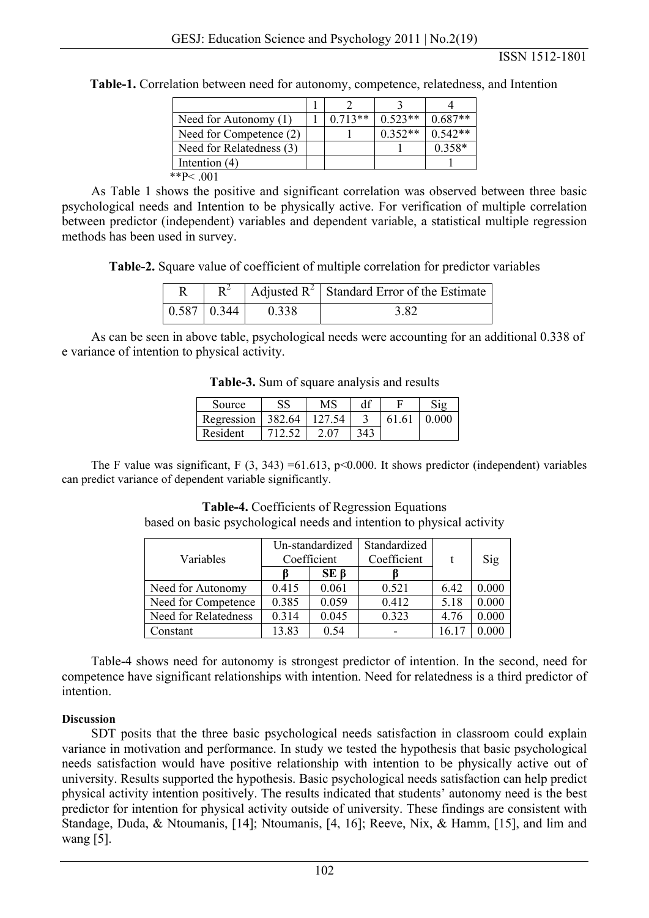**Table-1.** Correlation between need for autonomy, competence, relatedness, and Intention

| | 1 | 2 | 3 | 4 |
|---|---|---|---|---|
| Need for Autonomy (1) | 1 | 0.713** | 0.523** | 0.687** |
| Need for Competence (2) | | 1 | 0.352** | 0.542** |
| Need for Relatedness (3) | | | 1 | 0.358* |
| Intention (4) | | | | 1 |

**P< .001

As Table 1 shows the positive and significant correlation was observed between three basic psychological needs and Intention to be physically active. For verification of multiple correlation between predictor (independent) variables and dependent variable, a statistical multiple regression methods has been used in survey.

**Table-2.** Square value of coefficient of multiple correlation for predictor variables

| R | $R^2$ | Adjusted $R^2$ | Standard Error of the Estimate |
|---|---|---|---|
| 0.587 | 0.344 | 0.338 | 3.82 |

As can be seen in above table, psychological needs were accounting for an additional 0.338 of e variance of intention to physical activity.

**Table-3.** Sum of square analysis and results

| Source | SS | MS | df | F | Sig |
|---|---|---|---|---|---|
| Regression | 382.64 | 127.54 | 3 | 61.61 | 0.000 |
| Resident | 712.52 | 2.07 | 343 | | |

The F value was significant, F (3, 343) =61.613, p<0.000. It shows predictor (independent) variables can predict variance of dependent variable significantly.

**Table-4.** Coefficients of Regression Equations based on basic psychological needs and intention to physical activity

| Variables | Un-standardized Coefficient | | Standardized Coefficient | t | Sig |
|---|---|---|---|---|---|
| | β | SE β | β | | |
| Need for Autonomy | 0.415 | 0.061 | 0.521 | 6.42 | 0.000 |
| Need for Competence | 0.385 | 0.059 | 0.412 | 5.18 | 0.000 |
| Need for Relatedness | 0.314 | 0.045 | 0.323 | 4.76 | 0.000 |
| Constant | 13.83 | 0.54 | - | 16.17 | 0.000 |

Table-4 shows need for autonomy is strongest predictor of intention. In the second, need for competence have significant relationships with intention. Need for relatedness is a third predictor of intention.

#### Discussion

SDT posits that the three basic psychological needs satisfaction in classroom could explain variance in motivation and performance. In study we tested the hypothesis that basic psychological needs satisfaction would have positive relationship with intention to be physically active out of university. Results supported the hypothesis. Basic psychological needs satisfaction can help predict physical activity intention positively. The results indicated that students' autonomy need is the best predictor for intention for physical activity outside of university. These findings are consistent with Standage, Duda, & Ntoumanis, [14]; Ntoumanis, [4, 16]; Reeve, Nix, & Hamm, [15], and lim and wang [5].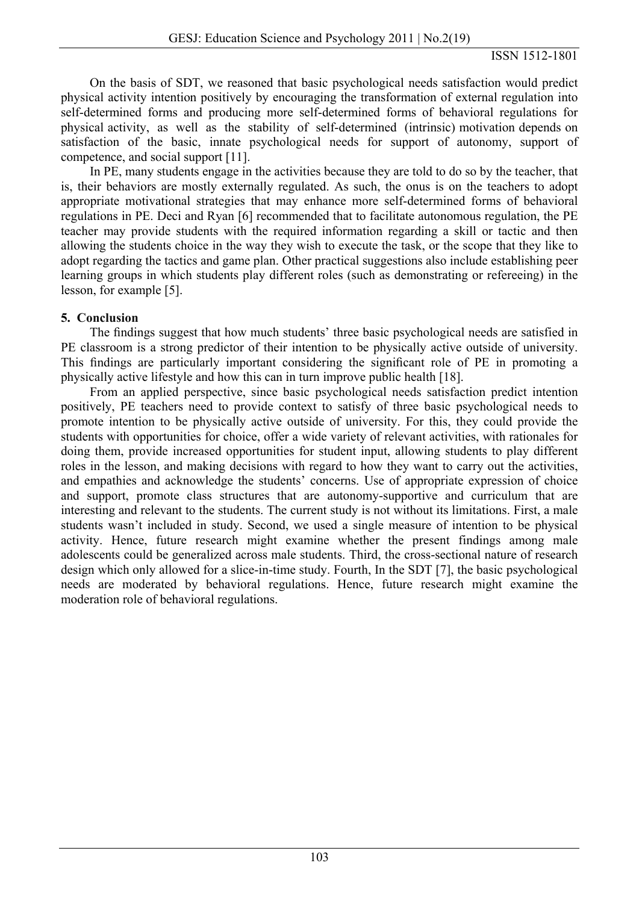On the basis of SDT, we reasoned that basic psychological needs satisfaction would predict physical activity intention positively by encouraging the transformation of external regulation into self-determined forms and producing more self-determined forms of behavioral regulations for physical activity, as well as the stability of self-determined (intrinsic) motivation depends on satisfaction of the basic, innate psychological needs for support of autonomy, support of competence, and social support [11].

In PE, many students engage in the activities because they are told to do so by the teacher, that is, their behaviors are mostly externally regulated. As such, the onus is on the teachers to adopt appropriate motivational strategies that may enhance more self-determined forms of behavioral regulations in PE. Deci and Ryan [6] recommended that to facilitate autonomous regulation, the PE teacher may provide students with the required information regarding a skill or tactic and then allowing the students choice in the way they wish to execute the task, or the scope that they like to adopt regarding the tactics and game plan. Other practical suggestions also include establishing peer learning groups in which students play different roles (such as demonstrating or refereeing) in the lesson, for example [5].

## 5. Conclusion

The findings suggest that how much students' three basic psychological needs are satisfied in PE classroom is a strong predictor of their intention to be physically active outside of university. This findings are particularly important considering the significant role of PE in promoting a physically active lifestyle and how this can in turn improve public health [18].

From an applied perspective, since basic psychological needs satisfaction predict intention positively, PE teachers need to provide context to satisfy of three basic psychological needs to promote intention to be physically active outside of university. For this, they could provide the students with opportunities for choice, offer a wide variety of relevant activities, with rationales for doing them, provide increased opportunities for student input, allowing students to play different roles in the lesson, and making decisions with regard to how they want to carry out the activities, and empathies and acknowledge the students' concerns. Use of appropriate expression of choice and support, promote class structures that are autonomy-supportive and curriculum that are interesting and relevant to the students. The current study is not without its limitations. First, a male students wasn't included in study. Second, we used a single measure of intention to be physical activity. Hence, future research might examine whether the present findings among male adolescents could be generalized across male students. Third, the cross-sectional nature of research design which only allowed for a slice-in-time study. Fourth, In the SDT [7], the basic psychological needs are moderated by behavioral regulations. Hence, future research might examine the moderation role of behavioral regulations.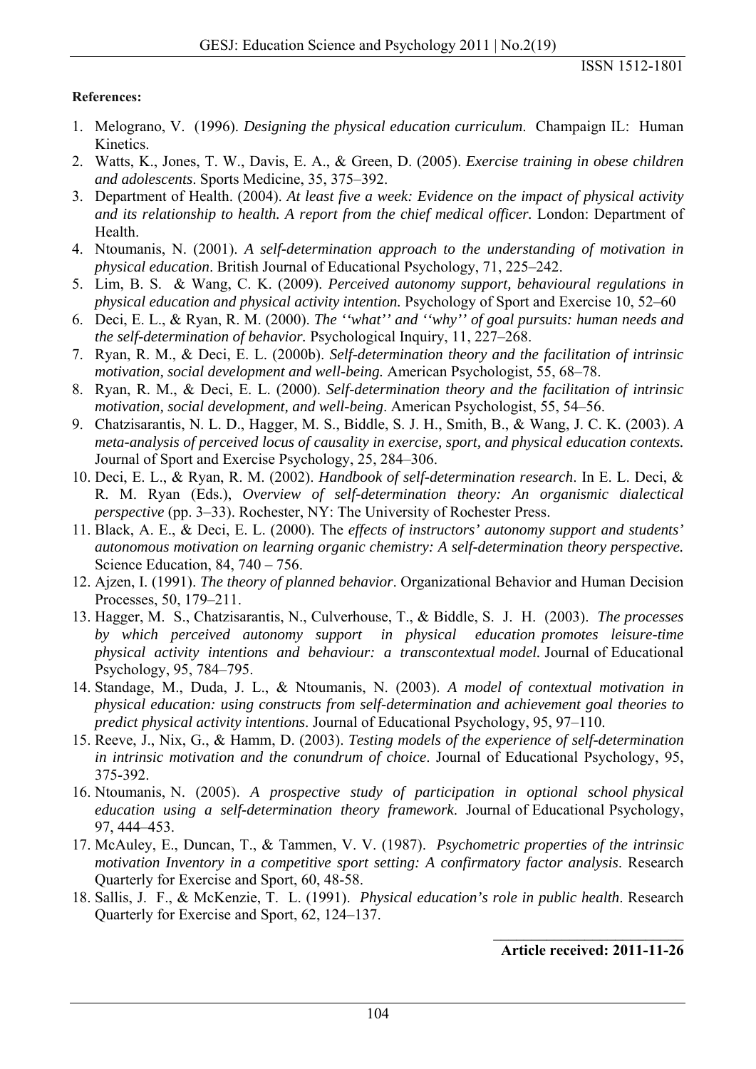**References:**

1. Melograno, V. (1996). *Designing the physical education curriculum*. Champaign IL: Human Kinetics.
2. Watts, K., Jones, T. W., Davis, E. A., & Green, D. (2005). *Exercise training in obese children and adolescents*. Sports Medicine, 35, 375–392.
3. Department of Health. (2004). *At least five a week: Evidence on the impact of physical activity and its relationship to health. A report from the chief medical officer.* London: Department of Health.
4. Ntoumanis, N. (2001). *A self-determination approach to the understanding of motivation in physical education*. British Journal of Educational Psychology, 71, 225–242.
5. Lim, B. S. & Wang, C. K. (2009). *Perceived autonomy support, behavioural regulations in physical education and physical activity intention.* Psychology of Sport and Exercise 10, 52–60
6. Deci, E. L., & Ryan, R. M. (2000). *The ''what'' and ''why'' of goal pursuits: human needs and the self-determination of behavior.* Psychological Inquiry, 11, 227–268.
7. Ryan, R. M., & Deci, E. L. (2000b). *Self-determination theory and the facilitation of intrinsic motivation, social development and well-being.* American Psychologist, 55, 68–78.
8. Ryan, R. M., & Deci, E. L. (2000). *Self-determination theory and the facilitation of intrinsic motivation, social development, and well-being*. American Psychologist, 55, 54–56.
9. Chatzisarantis, N. L. D., Hagger, M. S., Biddle, S. J. H., Smith, B., & Wang, J. C. K. (2003). *A meta-analysis of perceived locus of causality in exercise, sport, and physical education contexts.* Journal of Sport and Exercise Psychology, 25, 284–306.
10. Deci, E. L., & Ryan, R. M. (2002). *Handbook of self-determination research*. In E. L. Deci, & R. M. Ryan (Eds.), *Overview of self-determination theory: An organismic dialectical perspective* (pp. 3–33). Rochester, NY: The University of Rochester Press.
11. Black, A. E., & Deci, E. L. (2000). The *effects of instructors' autonomy support and students' autonomous motivation on learning organic chemistry: A self-determination theory perspective.* Science Education, 84, 740 – 756.
12. Ajzen, I. (1991). *The theory of planned behavior*. Organizational Behavior and Human Decision Processes, 50, 179–211.
13. Hagger, M. S., Chatzisarantis, N., Culverhouse, T., & Biddle, S. J. H. (2003). *The processes by which perceived autonomy support in physical education promotes leisure-time physical activity intentions and behaviour: a transcontextual model.* Journal of Educational Psychology, 95, 784–795.
14. Standage, M., Duda, J. L., & Ntoumanis, N. (2003). *A model of contextual motivation in physical education: using constructs from self-determination and achievement goal theories to predict physical activity intentions*. Journal of Educational Psychology, 95, 97–110.
15. Reeve, J., Nix, G., & Hamm, D. (2003). *Testing models of the experience of self-determination in intrinsic motivation and the conundrum of choice*. Journal of Educational Psychology, 95, 375-392.
16. Ntoumanis, N. (2005). *A prospective study of participation in optional school physical education using a self-determination theory framework*. Journal of Educational Psychology, 97, 444–453.
17. McAuley, E., Duncan, T., & Tammen, V. V. (1987). *Psychometric properties of the intrinsic motivation Inventory in a competitive sport setting: A confirmatory factor analysis*. Research Quarterly for Exercise and Sport, 60, 48-58.
18. Sallis, J. F., & McKenzie, T. L. (1991). *Physical education's role in public health*. Research Quarterly for Exercise and Sport, 62, 124–137.

**Article received: 2011-11-26**